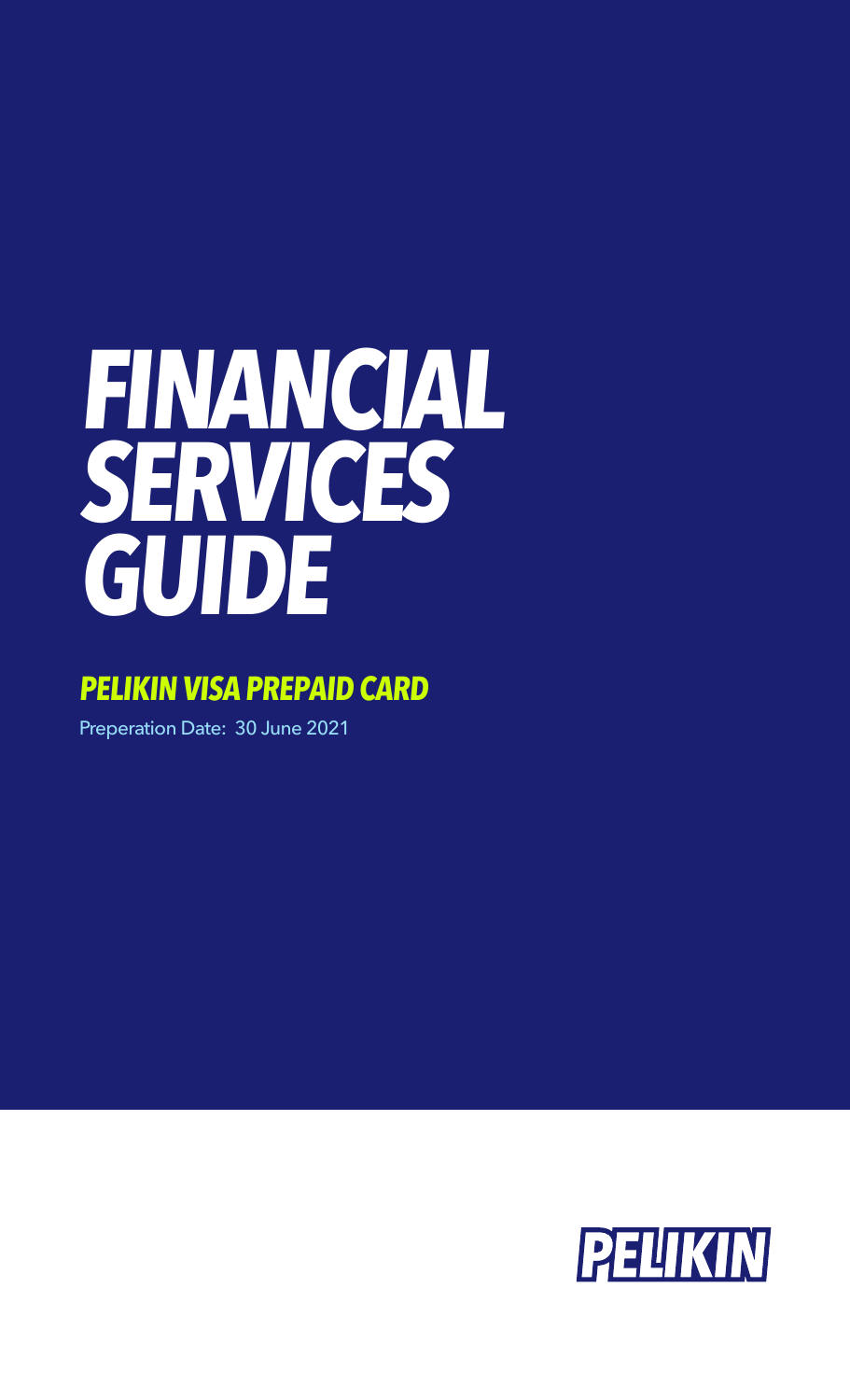# FINANCIAL SERVICES GUIDE

## PELIKIN VISA PREPAID CARD

Preperation Date: 30 June 2021

PELIKIN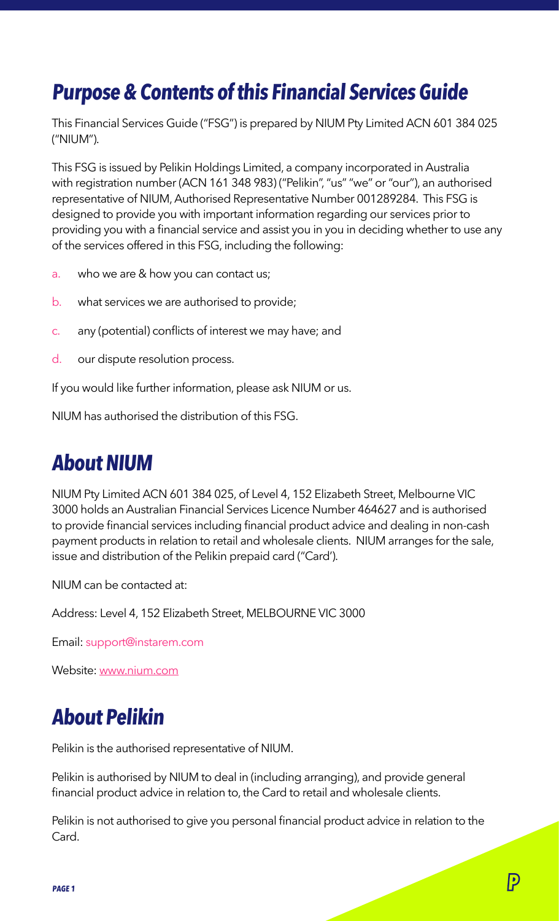## Purpose & Contents of this Financial Services Guide

This Financial Services Guide ("FSG") is prepared by NIUM Pty Limited ACN 601 384 025 ("NIUM").

This FSG is issued by Pelikin Holdings Limited, a company incorporated in Australia with registration number (ACN 161 348 983) ("Pelikin", "us" "we" or "our"), an authorised representative of NIUM, Authorised Representative Number 001289284. This FSG is designed to provide you with important information regarding our services prior to providing you with a financial service and assist you in you in deciding whether to use any of the services offered in this FSG, including the following:

a. who we are & how you can contact us;
b. what services we are authorised to provide;
c. any (potential) conflicts of interest we may have; and
d. our dispute resolution process.

If you would like further information, please ask NIUM or us.

NIUM has authorised the distribution of this FSG.

## About NIUM

NIUM Pty Limited ACN 601 384 025, of Level 4, 152 Elizabeth Street, Melbourne VIC 3000 holds an Australian Financial Services Licence Number 464627 and is authorised to provide financial services including financial product advice and dealing in non-cash payment products in relation to retail and wholesale clients. NIUM arranges for the sale, issue and distribution of the Pelikin prepaid card ("Card').

NIUM can be contacted at:

Address: Level 4, 152 Elizabeth Street, MELBOURNE VIC 3000

Email: support@instarem.com

Website: www.nium.com

## About Pelikin

Pelikin is the authorised representative of NIUM.

Pelikin is authorised by NIUM to deal in (including arranging), and provide general financial product advice in relation to, the Card to retail and wholesale clients.

Pelikin is not authorised to give you personal financial product advice in relation to the Card.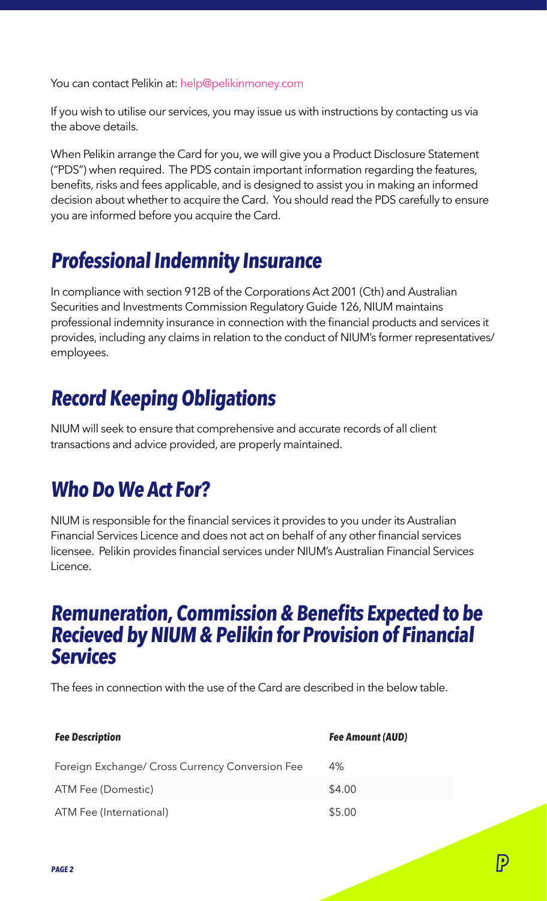You can contact Pelikin at: help@pelikinmoney.com

If you wish to utilise our services, you may issue us with instructions by contacting us via the above details.

When Pelikin arrange the Card for you, we will give you a Product Disclosure Statement ("PDS") when required. The PDS contain important information regarding the features, benefits, risks and fees applicable, and is designed to assist you in making an informed decision about whether to acquire the Card. You should read the PDS carefully to ensure you are informed before you acquire the Card.

## *Professional Indemnity Insurance*

In compliance with section 912B of the Corporations Act 2001 (Cth) and Australian Securities and Investments Commission Regulatory Guide 126, NIUM maintains professional indemnity insurance in connection with the financial products and services it provides, including any claims in relation to the conduct of NIUM's former representatives/ employees.

## *Record Keeping Obligations*

NIUM will seek to ensure that comprehensive and accurate records of all client transactions and advice provided, are properly maintained.

## *Who Do We Act For?*

NIUM is responsible for the financial services it provides to you under its Australian Financial Services Licence and does not act on behalf of any other financial services licensee. Pelikin provides financial services under NIUM's Australian Financial Services Licence.

## *Remuneration, Commission & Benefits Expected to be Recieved by NIUM & Pelikin for Provision of Financial Services*

The fees in connection with the use of the Card are described in the below table.

| *Fee Description* | *Fee Amount (AUD)* |
|---|---|
| Foreign Exchange/ Cross Currency Conversion Fee | 4% |
| ATM Fee (Domestic) | $4.00 |
| ATM Fee (International) | $5.00 |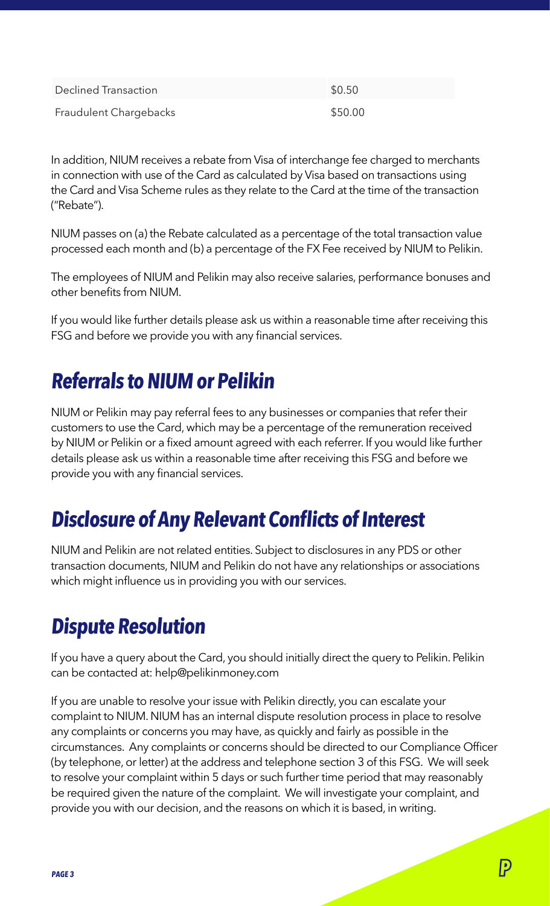| Declined Transaction | $0.50 |
| --- | --- |
| Fraudulent Chargebacks | $50.00 |

In addition, NIUM receives a rebate from Visa of interchange fee charged to merchants in connection with use of the Card as calculated by Visa based on transactions using the Card and Visa Scheme rules as they relate to the Card at the time of the transaction ("Rebate").

NIUM passes on (a) the Rebate calculated as a percentage of the total transaction value processed each month and (b) a percentage of the FX Fee received by NIUM to Pelikin.

The employees of NIUM and Pelikin may also receive salaries, performance bonuses and other benefits from NIUM.

If you would like further details please ask us within a reasonable time after receiving this FSG and before we provide you with any financial services.

## Referrals to NIUM or Pelikin

NIUM or Pelikin may pay referral fees to any businesses or companies that refer their customers to use the Card, which may be a percentage of the remuneration received by NIUM or Pelikin or a fixed amount agreed with each referrer. If you would like further details please ask us within a reasonable time after receiving this FSG and before we provide you with any financial services.

## Disclosure of Any Relevant Conflicts of Interest

NIUM and Pelikin are not related entities. Subject to disclosures in any PDS or other transaction documents, NIUM and Pelikin do not have any relationships or associations which might influence us in providing you with our services.

## Dispute Resolution

If you have a query about the Card, you should initially direct the query to Pelikin. Pelikin can be contacted at: help@pelikinmoney.com

If you are unable to resolve your issue with Pelikin directly, you can escalate your complaint to NIUM. NIUM has an internal dispute resolution process in place to resolve any complaints or concerns you may have, as quickly and fairly as possible in the circumstances. Any complaints or concerns should be directed to our Compliance Officer (by telephone, or letter) at the address and telephone section 3 of this FSG. We will seek to resolve your complaint within 5 days or such further time period that may reasonably be required given the nature of the complaint. We will investigate your complaint, and provide you with our decision, and the reasons on which it is based, in writing.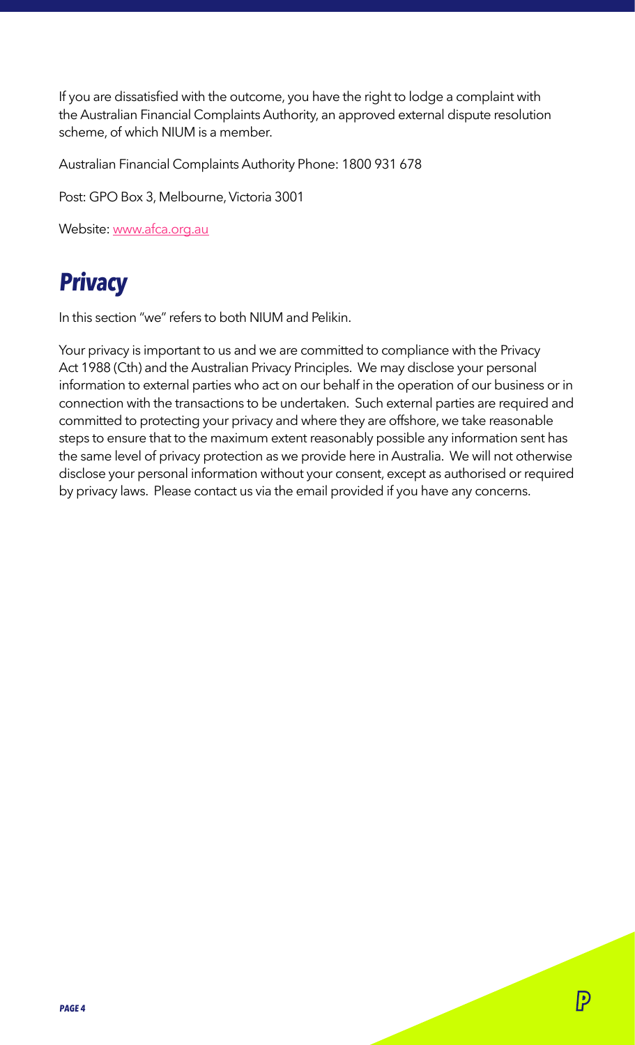If you are dissatisfied with the outcome, you have the right to lodge a complaint with the Australian Financial Complaints Authority, an approved external dispute resolution scheme, of which NIUM is a member.

Australian Financial Complaints Authority Phone: 1800 931 678

Post: GPO Box 3, Melbourne, Victoria 3001

Website: www.afca.org.au

## Privacy

In this section "we" refers to both NIUM and Pelikin.

Your privacy is important to us and we are committed to compliance with the Privacy Act 1988 (Cth) and the Australian Privacy Principles. We may disclose your personal information to external parties who act on our behalf in the operation of our business or in connection with the transactions to be undertaken. Such external parties are required and committed to protecting your privacy and where they are offshore, we take reasonable steps to ensure that to the maximum extent reasonably possible any information sent has the same level of privacy protection as we provide here in Australia. We will not otherwise disclose your personal information without your consent, except as authorised or required by privacy laws. Please contact us via the email provided if you have any concerns.